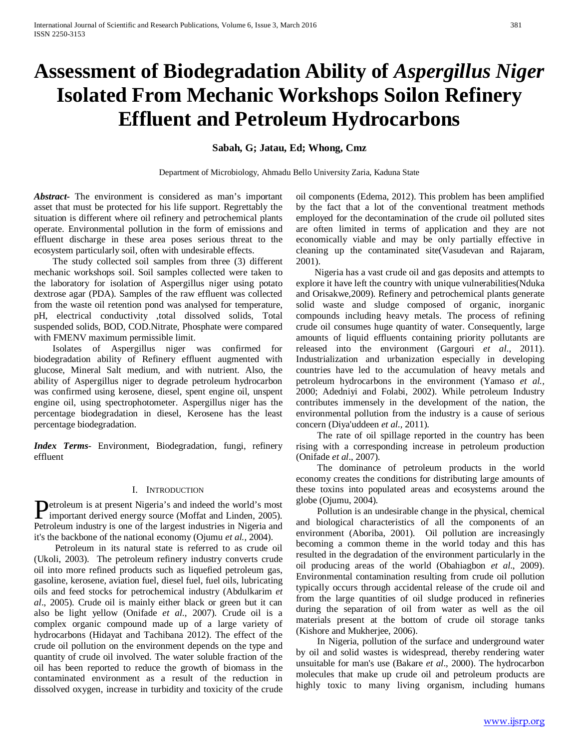# Assessment of Biodegradation Ability of *Aspergillus Niger* Isolated From Mechanic Workshops Soilon Refinery Effluent and Petroleum Hydrocarbons

**Sabah, G; Jatau, Ed; Whong, Cmz**

Department of Microbiology, Ahmadu Bello University Zaria, Kaduna State

***Abstract-*** The environment is considered as man's important asset that must be protected for his life support. Regrettably the situation is different where oil refinery and petrochemical plants operate. Environmental pollution in the form of emissions and effluent discharge in these area poses serious threat to the ecosystem particularly soil, often with undesirable effects.

The study collected soil samples from three (3) different mechanic workshops soil. Soil samples collected were taken to the laboratory for isolation of Aspergillus niger using potato dextrose agar (PDA). Samples of the raw effluent was collected from the waste oil retention pond was analysed for temperature, pH, electrical conductivity ,total dissolved solids, Total suspended solids, BOD, COD.Nitrate, Phosphate were compared with FMENV maximum permissible limit.

Isolates of Aspergillus niger was confirmed for biodegradation ability of Refinery effluent augmented with glucose, Mineral Salt medium, and with nutrient. Also, the ability of Aspergillus niger to degrade petroleum hydrocarbon was confirmed using kerosene, diesel, spent engine oil, unspent engine oil, using spectrophotometer. Aspergillus niger has the percentage biodegradation in diesel, Kerosene has the least percentage biodegradation.

***Index Terms*-** Environment, Biodegradation, fungi, refinery effluent

## I. Introduction

Petroleum is at present Nigeria's and indeed the world's most important derived energy source (Moffat and Linden, 2005). Petroleum industry is one of the largest industries in Nigeria and it's the backbone of the national economy (Ojumu *et al.,* 2004).

Petroleum in its natural state is referred to as crude oil (Ukoli, 2003). The petroleum refinery industry converts crude oil into more refined products such as liquefied petroleum gas, gasoline, kerosene, aviation fuel, diesel fuel, fuel oils, lubricating oils and feed stocks for petrochemical industry (Abdulkarim *et al*., 2005). Crude oil is mainly either black or green but it can also be light yellow (Onifade *et al.*, 2007). Crude oil is a complex organic compound made up of a large variety of hydrocarbons (Hidayat and Tachibana 2012). The effect of the crude oil pollution on the environment depends on the type and quantity of crude oil involved. The water soluble fraction of the oil has been reported to reduce the growth of biomass in the contaminated environment as a result of the reduction in dissolved oxygen, increase in turbidity and toxicity of the crude oil components (Edema, 2012). This problem has been amplified by the fact that a lot of the conventional treatment methods employed for the decontamination of the crude oil polluted sites are often limited in terms of application and they are not economically viable and may be only partially effective in cleaning up the contaminated site(Vasudevan and Rajaram, 2001).

Nigeria has a vast crude oil and gas deposits and attempts to explore it have left the country with unique vulnerabilities(Nduka and Orisakwe,2009). Refinery and petrochemical plants generate solid waste and sludge composed of organic, inorganic compounds including heavy metals. The process of refining crude oil consumes huge quantity of water. Consequently, large amounts of liquid effluents containing priority pollutants are released into the environment (Gargouri *et al*., 2011). Industrialization and urbanization especially in developing countries have led to the accumulation of heavy metals and petroleum hydrocarbons in the environment (Yamaso *et al.,* 2000; Adedniyi and Folabi, 2002). While petroleum Industry contributes immensely in the development of the nation, the environmental pollution from the industry is a cause of serious concern (Diya'uddeen *et al.,* 2011).

The rate of oil spillage reported in the country has been rising with a corresponding increase in petroleum production (Onifade *et al*., 2007).

The dominance of petroleum products in the world economy creates the conditions for distributing large amounts of these toxins into populated areas and ecosystems around the globe (Ojumu, 2004).

Pollution is an undesirable change in the physical, chemical and biological characteristics of all the components of an environment (Aboriba, 2001). Oil pollution are increasingly becoming a common theme in the world today and this has resulted in the degradation of the environment particularly in the oil producing areas of the world (Obahiagbon *et al*., 2009). Environmental contamination resulting from crude oil pollution typically occurs through accidental release of the crude oil and from the large quantities of oil sludge produced in refineries during the separation of oil from water as well as the oil materials present at the bottom of crude oil storage tanks (Kishore and Mukherjee, 2006).

In Nigeria, pollution of the surface and underground water by oil and solid wastes is widespread, thereby rendering water unsuitable for man's use (Bakare *et al*., 2000). The hydrocarbon molecules that make up crude oil and petroleum products are highly toxic to many living organism, including humans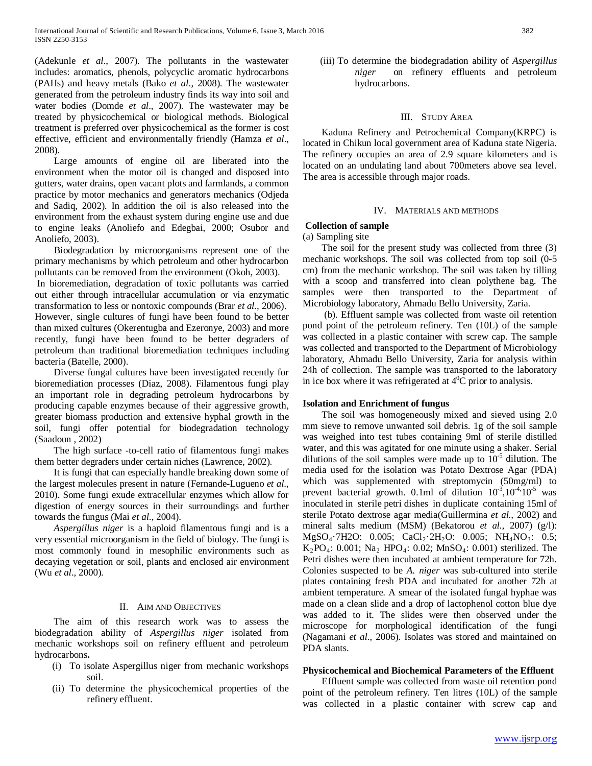(Adekunle *et al*., 2007). The pollutants in the wastewater includes: aromatics, phenols, polycyclic aromatic hydrocarbons (PAHs) and heavy metals (Bako *et al*., 2008). The wastewater generated from the petroleum industry finds its way into soil and water bodies (Domde *et al*., 2007). The wastewater may be treated by physicochemical or biological methods. Biological treatment is preferred over physicochemical as the former is cost effective, efficient and environmentally friendly (Hamza *et al*., 2008).

Large amounts of engine oil are liberated into the environment when the motor oil is changed and disposed into gutters, water drains, open vacant plots and farmlands, a common practice by motor mechanics and generators mechanics (Odjeda and Sadiq, 2002). In addition the oil is also released into the environment from the exhaust system during engine use and due to engine leaks (Anoliefo and Edegbai, 2000; Osubor and Anoliefo, 2003).

Biodegradation by microorganisms represent one of the primary mechanisms by which petroleum and other hydrocarbon pollutants can be removed from the environment (Okoh, 2003).

In bioremediation, degradation of toxic pollutants was carried out either through intracellular accumulation or via enzymatic transformation to less or nontoxic compounds (Brar *et al.,* 2006). However, single cultures of fungi have been found to be better than mixed cultures (Okerentugba and Ezeronye, 2003) and more recently, fungi have been found to be better degraders of petroleum than traditional bioremediation techniques including bacteria (Batelle, 2000).

Diverse fungal cultures have been investigated recently for bioremediation processes (Diaz, 2008). Filamentous fungi play an important role in degrading petroleum hydrocarbons by producing capable enzymes because of their aggressive growth, greater biomass production and extensive hyphal growth in the soil, fungi offer potential for biodegradation technology (Saadoun , 2002)

The high surface -to-cell ratio of filamentous fungi makes them better degraders under certain niches (Lawrence, 2002).

It is fungi that can especially handle breaking down some of the largest molecules present in nature (Fernande-Lugueno *et al*., 2010). Some fungi exude extracellular enzymes which allow for digestion of energy sources in their surroundings and further towards the fungus (Mai *et al*., 2004).

*Aspergillus niger* is a haploid filamentous fungi and is a very essential microorganism in the field of biology. The fungi is most commonly found in mesophilic environments such as decaying vegetation or soil, plants and enclosed air environment (Wu *et al*., 2000).

## II. Aim and Objectives

The aim of this research work was to assess the biodegradation ability of *Aspergillus niger* isolated from mechanic workshops soil on refinery effluent and petroleum hydrocarbons**.**

(i) To isolate Aspergillus niger from mechanic workshops soil.
(ii) To determine the physicochemical properties of the refinery effluent.
(iii) To determine the biodegradation ability of *Aspergillus niger* on refinery effluents and petroleum hydrocarbons.

## III. Study Area

Kaduna Refinery and Petrochemical Company(KRPC) is located in Chikun local government area of Kaduna state Nigeria. The refinery occupies an area of 2.9 square kilometers and is located on an undulating land about 700meters above sea level. The area is accessible through major roads.

## IV. Materials and Methods

### Collection of sample

(a) Sampling site

The soil for the present study was collected from three (3) mechanic workshops. The soil was collected from top soil (0-5 cm) from the mechanic workshop. The soil was taken by tilling with a scoop and transferred into clean polythene bag. The samples were then transported to the Department of Microbiology laboratory, Ahmadu Bello University, Zaria.

(b). Effluent sample was collected from waste oil retention pond point of the petroleum refinery. Ten (10L) of the sample was collected in a plastic container with screw cap. The sample was collected and transported to the Department of Microbiology laboratory, Ahmadu Bello University, Zaria for analysis within 24h of collection. The sample was transported to the laboratory in ice box where it was refrigerated at $4^0$C prior to analysis.

### Isolation and Enrichment of fungus

The soil was homogeneously mixed and sieved using 2.0 mm sieve to remove unwanted soil debris. 1g of the soil sample was weighed into test tubes containing 9ml of sterile distilled water, and this was agitated for one minute using a shaker. Serial dilutions of the soil samples were made up to $10^{-5}$ dilution. The media used for the isolation was Potato Dextrose Agar (PDA) which was supplemented with streptomycin (50mg/ml) to prevent bacterial growth. 0.1ml of dilution $10^{-3}$,$10^{-4}$,$10^{-5}$ was inoculated in sterile petri dishes in duplicate containing 15ml of sterile Potato dextrose agar media(Guillermina *et al.,* 2002) and mineral salts medium (MSM) (Bekatorou *et al.,* 2007) (g/l): $MgSO_4 \cdot 7H2O$: 0.005; $CaCl_2 \cdot 2H_2O$: 0.005; $NH_4NO_3$: 0.5; $K_2PO_4$: 0.001; $Na_2$ $HPO_4$: 0.02; $MnSO_4$: 0.001) sterilized. The Petri dishes were then incubated at ambient temperature for 72h. Colonies suspected to be *A. niger* was sub-cultured into sterile plates containing fresh PDA and incubated for another 72h at ambient temperature. A smear of the isolated fungal hyphae was made on a clean slide and a drop of lactophenol cotton blue dye was added to it. The slides were then observed under the microscope for morphological identification of the fungi (Nagamani *et al*., 2006). Isolates was stored and maintained on PDA slants.

### Physicochemical and Biochemical Parameters of the Effluent

Effluent sample was collected from waste oil retention pond point of the petroleum refinery. Ten litres (10L) of the sample was collected in a plastic container with screw cap and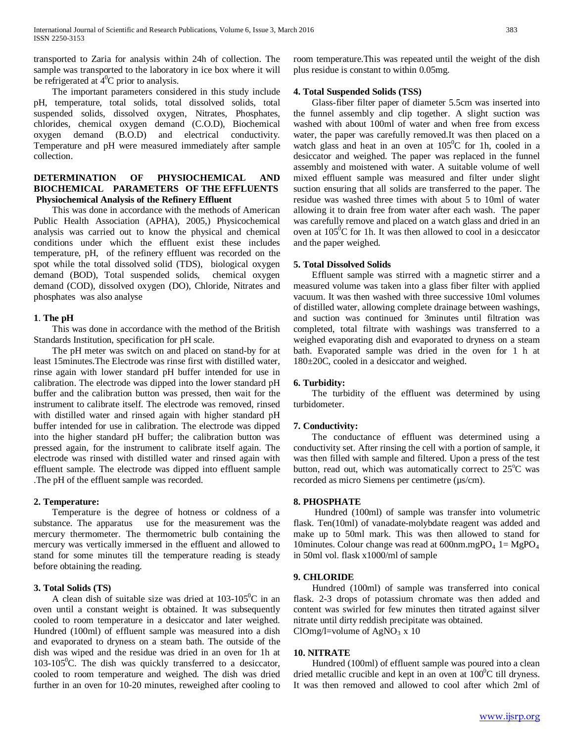transported to Zaria for analysis within 24h of collection. The sample was transported to the laboratory in ice box where it will be refrigerated at $4^0$C prior to analysis.

The important parameters considered in this study include pH, temperature, total solids, total dissolved solids, total suspended solids, dissolved oxygen, Nitrates, Phosphates, chlorides, chemical oxygen demand (C.O.D), Biochemical oxygen demand (B.O.D) and electrical conductivity. Temperature and pH were measured immediately after sample collection.

## DETERMINATION OF PHYSIOCHEMICAL AND BIOCHEMICAL PARAMETERS OF THE EFFLUENTS

### Physiochemical Analysis of the Refinery Effluent

This was done in accordance with the methods of American Public Health Association (APHA), 2005,) Physicochemical analysis was carried out to know the physical and chemical conditions under which the effluent exist these includes temperature, pH, of the refinery effluent was recorded on the spot while the total dissolved solid (TDS), biological oxygen demand (BOD), Total suspended solids, chemical oxygen demand (COD), dissolved oxygen (DO), Chloride, Nitrates and phosphates was also analyse

### 1. The pH

This was done in accordance with the method of the British Standards Institution, specification for pH scale.

The pH meter was switch on and placed on stand-by for at least 15minutes.The Electrode was rinse first with distilled water, rinse again with lower standard pH buffer intended for use in calibration. The electrode was dipped into the lower standard pH buffer and the calibration button was pressed, then wait for the instrument to calibrate itself. The electrode was removed, rinsed with distilled water and rinsed again with higher standard pH buffer intended for use in calibration. The electrode was dipped into the higher standard pH buffer; the calibration button was pressed again, for the instrument to calibrate itself again. The electrode was rinsed with distilled water and rinsed again with effluent sample. The electrode was dipped into effluent sample .The pH of the effluent sample was recorded.

### 2. Temperature:

Temperature is the degree of hotness or coldness of a substance. The apparatus use for the measurement was the mercury thermometer. The thermometric bulb containing the mercury was vertically immersed in the effluent and allowed to stand for some minutes till the temperature reading is steady before obtaining the reading.

### 3. Total Solids (TS)

A clean dish of suitable size was dried at 103-$105^0$C in an oven until a constant weight is obtained. It was subsequently cooled to room temperature in a desiccator and later weighed. Hundred (100ml) of effluent sample was measured into a dish and evaporated to dryness on a steam bath. The outside of the dish was wiped and the residue was dried in an oven for 1h at 103-$105^0$C. The dish was quickly transferred to a desiccator, cooled to room temperature and weighed. The dish was dried further in an oven for 10-20 minutes, reweighed after cooling to room temperature.This was repeated until the weight of the dish plus residue is constant to within 0.05mg.

### 4. Total Suspended Solids (TSS)

Glass-fiber filter paper of diameter 5.5cm was inserted into the funnel assembly and clip together. A slight suction was washed with about 100ml of water and when free from excess water, the paper was carefully removed.It was then placed on a watch glass and heat in an oven at $105^0$C for 1h, cooled in a desiccator and weighed. The paper was replaced in the funnel assembly and moistened with water. A suitable volume of well mixed effluent sample was measured and filter under slight suction ensuring that all solids are transferred to the paper. The residue was washed three times with about 5 to 10ml of water allowing it to drain free from water after each wash. The paper was carefully remove and placed on a watch glass and dried in an oven at $105^0$C for 1h. It was then allowed to cool in a desiccator and the paper weighed.

### 5. Total Dissolved Solids

Effluent sample was stirred with a magnetic stirrer and a measured volume was taken into a glass fiber filter with applied vacuum. It was then washed with three successive 10ml volumes of distilled water, allowing complete drainage between washings, and suction was continued for 3minutes until filtration was completed, total filtrate with washings was transferred to a weighed evaporating dish and evaporated to dryness on a steam bath. Evaporated sample was dried in the oven for 1 h at 180±20C, cooled in a desiccator and weighed.

### 6. Turbidity:

The turbidity of the effluent was determined by using turbidometer.

### 7. Conductivity:

The conductance of effluent was determined using a conductivity set. After rinsing the cell with a portion of sample, it was then filled with sample and filtered. Upon a press of the test button, read out, which was automatically correct to $25^o$C was recorded as micro Siemens per centimetre (µs/cm).

### 8. PHOSPHATE

Hundred (100ml) of sample was transfer into volumetric flask. Ten(10ml) of vanadate-molybdate reagent was added and make up to 50ml mark. This was then allowed to stand for 10minutes. Colour change was read at 600nm.mg$PO_4$ 1= Mg$PO_4$ in 50ml vol. flask x1000/ml of sample

### 9. CHLORIDE

Hundred (100ml) of sample was transferred into conical flask. 2-3 drops of potassium chromate was then added and content was swirled for few minutes then titrated against silver nitrate until dirty reddish precipitate was obtained.

ClOmg/l=volume of $AgNO_3$ x 10

### 10. NITRATE

Hundred (100ml) of effluent sample was poured into a clean dried metallic crucible and kept in an oven at $100^0$C till dryness. It was then removed and allowed to cool after which 2ml of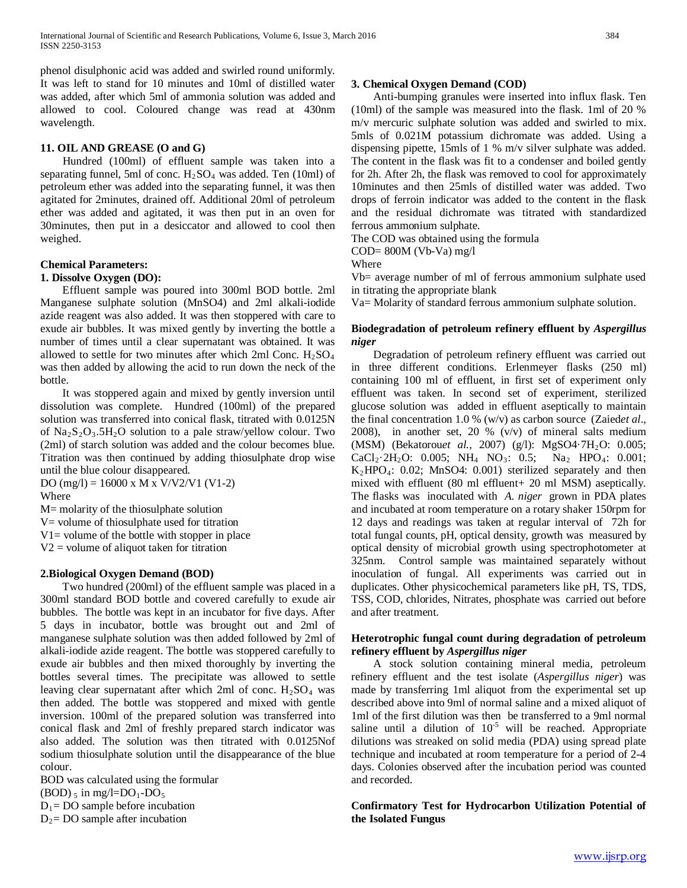phenol disulphonic acid was added and swirled round uniformly. It was left to stand for 10 minutes and 10ml of distilled water was added, after which 5ml of ammonia solution was added and allowed to cool. Coloured change was read at 430nm wavelength.

### 11. OIL AND GREASE (O and G)

Hundred (100ml) of effluent sample was taken into a separating funnel, 5ml of conc. $H_2SO_4$ was added. Ten (10ml) of petroleum ether was added into the separating funnel, it was then agitated for 2minutes, drained off. Additional 20ml of petroleum ether was added and agitated, it was then put in an oven for 30minutes, then put in a desiccator and allowed to cool then weighed.

### Chemical Parameters:

### 1. Dissolve Oxygen (DO):

Effluent sample was poured into 300ml BOD bottle. 2ml Manganese sulphate solution (MnSO4) and 2ml alkali-iodide azide reagent was also added. It was then stoppered with care to exude air bubbles. It was mixed gently by inverting the bottle a number of times until a clear supernatant was obtained. It was allowed to settle for two minutes after which 2ml Conc. $H_2SO_4$ was then added by allowing the acid to run down the neck of the bottle.

It was stoppered again and mixed by gently inversion until dissolution was complete. Hundred (100ml) of the prepared solution was transferred into conical flask, titrated with 0.0125N of $Na_2S_2O_3.5H_2O$ solution to a pale straw/yellow colour. Two (2ml) of starch solution was added and the colour becomes blue. Titration was then continued by adding thiosulphate drop wise until the blue colour disappeared.

DO (mg/l) = 16000 x M x V/V2/V1 (V1-2)

Where

M= molarity of the thiosulphate solution

V= volume of thiosulphate used for titration

V1= volume of the bottle with stopper in place

V2 = volume of aliquot taken for titration

### 2. Biological Oxygen Demand (BOD)

Two hundred (200ml) of the effluent sample was placed in a 300ml standard BOD bottle and covered carefully to exude air bubbles. The bottle was kept in an incubator for five days. After 5 days in incubator, bottle was brought out and 2ml of manganese sulphate solution was then added followed by 2ml of alkali-iodide azide reagent. The bottle was stoppered carefully to exude air bubbles and then mixed thoroughly by inverting the bottles several times. The precipitate was allowed to settle leaving clear supernatant after which 2ml of conc. $H_2SO_4$ was then added. The bottle was stoppered and mixed with gentle inversion. 100ml of the prepared solution was transferred into conical flask and 2ml of freshly prepared starch indicator was also added. The solution was then titrated with 0.0125Nof sodium thiosulphate solution until the disappearance of the blue colour.

BOD was calculated using the formular

$(BOD)_5$ in mg/l=$DO_1$-$DO_5$

$D_1$= DO sample before incubation

$D_2$= DO sample after incubation

### 3. Chemical Oxygen Demand (COD)

Anti-bumping granules were inserted into influx flask. Ten (10ml) of the sample was measured into the flask. 1ml of 20 % m/v mercuric sulphate solution was added and swirled to mix. 5mls of 0.021M potassium dichromate was added. Using a dispensing pipette, 15mls of 1 % m/v silver sulphate was added. The content in the flask was fit to a condenser and boiled gently for 2h. After 2h, the flask was removed to cool for approximately 10minutes and then 25mls of distilled water was added. Two drops of ferroin indicator was added to the content in the flask and the residual dichromate was titrated with standardized ferrous ammonium sulphate.

The COD was obtained using the formula

COD= 800M (Vb-Va) mg/l

Where

Vb= average number of ml of ferrous ammonium sulphate used in titrating the appropriate blank

Va= Molarity of standard ferrous ammonium sulphate solution.

### Biodegradation of petroleum refinery effluent by *Aspergillus niger*

Degradation of petroleum refinery effluent was carried out in three different conditions. Erlenmeyer flasks (250 ml) containing 100 ml of effluent, in first set of experiment only effluent was taken. In second set of experiment, sterilized glucose solution was added in effluent aseptically to maintain the final concentration 1.0 % (w/v) as carbon source (Zaied*et al*., 2008), in another set, 20 % (v/v) of mineral salts medium (MSM) (Bekatorou*et al.*, 2007) (g/l): $MgSO4{\cdot}7H_2O$: 0.005; $CaCl_2{\cdot}2H_2O$: 0.005; $NH_4$ $NO_3$: 0.5; $Na_2$ $HPO_4$: 0.001; $K_2HPO_4$: 0.02; MnSO4: 0.001) sterilized separately and then mixed with effluent (80 ml effluent+ 20 ml MSM) aseptically. The flasks was inoculated with *A. niger* grown in PDA plates and incubated at room temperature on a rotary shaker 150rpm for 12 days and readings was taken at regular interval of 72h for total fungal counts, pH, optical density, growth was measured by optical density of microbial growth using spectrophotometer at 325nm. Control sample was maintained separately without inoculation of fungal. All experiments was carried out in duplicates. Other physicochemical parameters like pH, TS, TDS, TSS, COD, chlorides, Nitrates, phosphate was carried out before and after treatment.

### Heterotrophic fungal count during degradation of petroleum refinery effluent by *Aspergillus niger*

A stock solution containing mineral media, petroleum refinery effluent and the test isolate (*Aspergillus niger*) was made by transferring 1ml aliquot from the experimental set up described above into 9ml of normal saline and a mixed aliquot of 1ml of the first dilution was then be transferred to a 9ml normal saline until a dilution of $10^{-5}$ will be reached. Appropriate dilutions was streaked on solid media (PDA) using spread plate technique and incubated at room temperature for a period of 2-4 days. Colonies observed after the incubation period was counted and recorded.

### Confirmatory Test for Hydrocarbon Utilization Potential of the Isolated Fungus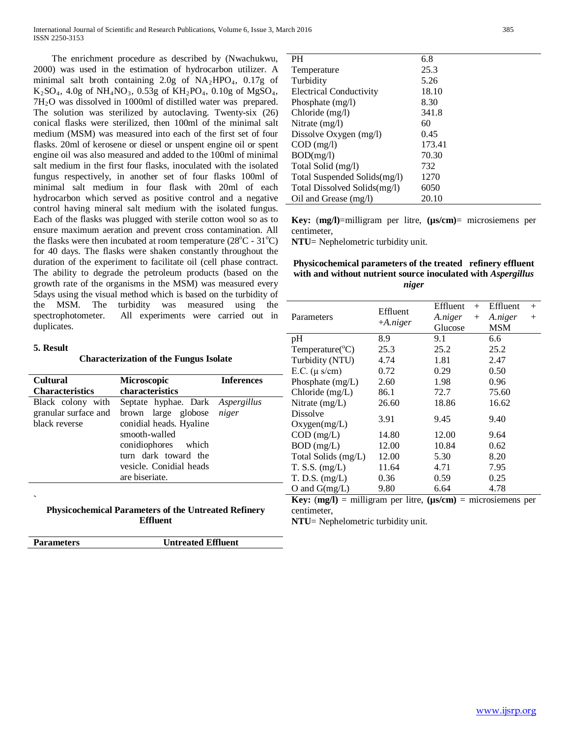The enrichment procedure as described by (Nwachukwu, 2000) was used in the estimation of hydrocarbon utilizer. A minimal salt broth containing 2.0g of $NA_2HPO_4$, 0.17g of $K_2SO_4$, 4.0g of $NH_4NO_3$, 0.53g of $KH_2PO_4$, 0.10g of $MgSO_4$, $7H_2O$ was dissolved in 1000ml of distilled water was prepared. The solution was sterilized by autoclaving. Twenty-six (26) conical flasks were sterilized, then 100ml of the minimal salt medium (MSM) was measured into each of the first set of four flasks. 20ml of kerosene or diesel or unspent engine oil or spent engine oil was also measured and added to the 100ml of minimal salt medium in the first four flasks, inoculated with the isolated fungus respectively, in another set of four flasks 100ml of minimal salt medium in four flask with 20ml of each hydrocarbon which served as positive control and a negative control having mineral salt medium with the isolated fungus. Each of the flasks was plugged with sterile cotton wool so as to ensure maximum aeration and prevent cross contamination. All the flasks were then incubated at room temperature ($28^oC$ - $31^oC$) for 40 days. The flasks were shaken constantly throughout the duration of the experiment to facilitate oil (cell phase contract. The ability to degrade the petroleum products (based on the growth rate of the organisms in the MSM) was measured every 5days using the visual method which is based on the turbidity of the MSM. The turbidity was measured using the spectrophotometer. All experiments were carried out in duplicates.

## 5. Result

**Characterization of the Fungus Isolate**

| Cultural Characteristics | Microscopic characteristics | Inferences |
|---|---|---|
| Black colony with granular surface and black reverse | Septate hyphae. Dark brown large globose conidial heads. Hyaline smooth-walled conidiophores which turn dark toward the vesicle. Conidial heads are biseriate. | *Aspergillus niger* |

`

**Physicochemical Parameters of the Untreated Refinery Effluent**

| Parameters | Untreated Effluent |
|---|---|
| PH | 6.8 |
| Temperature | 25.3 |
| Turbidity | 5.26 |
| Electrical Conductivity | 18.10 |
| Phosphate (mg/l) | 8.30 |
| Chloride (mg/l) | 341.8 |
| Nitrate (mg/l) | 60 |
| Dissolve Oxygen (mg/l) | 0.45 |
| COD (mg/l) | 173.41 |
| BOD(mg/l) | 70.30 |
| Total Solid (mg/l) | 732 |
| Total Suspended Solids(mg/l) | 1270 |
| Total Dissolved Solids(mg/l) | 6050 |
| Oil and Grease (mg/l) | 20.10 |

**Key:** **(mg/l)**=milligram per litre, **(µs/cm)**= microsiemens per centimeter,
**NTU**= Nephelometric turbidity unit.

**Physicochemical parameters of the treated refinery effluent with and without nutrient source inoculated with *Aspergillus niger***

| Parameters | Effluent +*A.niger* | Effluent + *A.niger* + Glucose | Effluent + *A.niger* + MSM |
|---|---|---|---|
| pH | 8.9 | 9.1 | 6.6 |
| Temperature($^oC$) | 25.3 | 25.2 | 25.2 |
| Turbidity (NTU) | 4.74 | 1.81 | 2.47 |
| E.C. (µ s/cm) | 0.72 | 0.29 | 0.50 |
| Phosphate (mg/L) | 2.60 | 1.98 | 0.96 |
| Chloride (mg/L) | 86.1 | 72.7 | 75.60 |
| Nitrate (mg/L) | 26.60 | 18.86 | 16.62 |
| Dissolve Oxygen(mg/L) | 3.91 | 9.45 | 9.40 |
| COD (mg/L) | 14.80 | 12.00 | 9.64 |
| BOD (mg/L) | 12.00 | 10.84 | 0.62 |
| Total Solids (mg/L) | 12.00 | 5.30 | 8.20 |
| T. S.S. (mg/L) | 11.64 | 4.71 | 7.95 |
| T. D.S. (mg/L) | 0.36 | 0.59 | 0.25 |
| O and G(mg/L) | 9.80 | 6.64 | 4.78 |

**Key:** **(mg/l)** = milligram per litre, **(µs/cm)** = microsiemens per centimeter,
**NTU**= Nephelometric turbidity unit.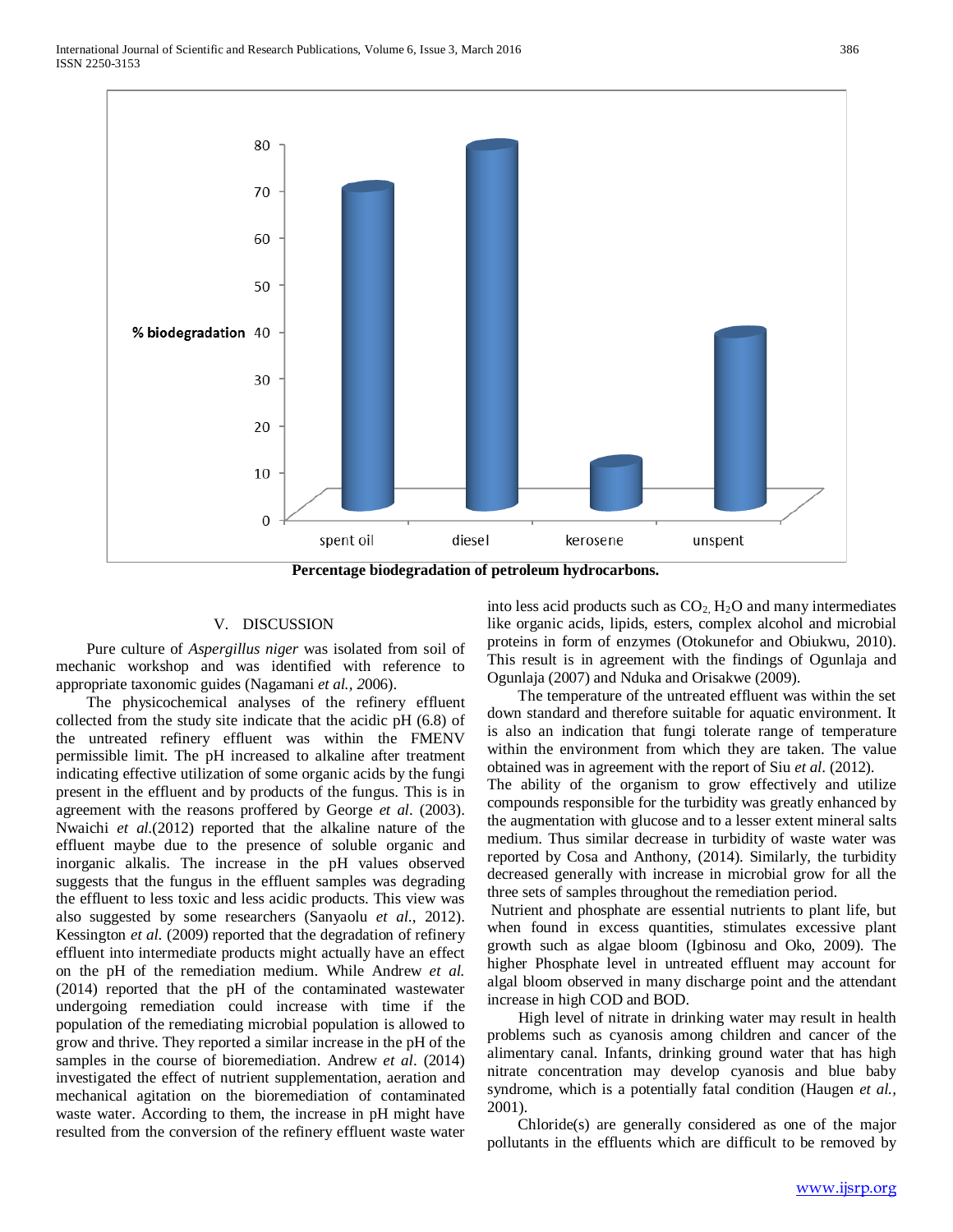Percentage biodegradation of petroleum hydrocarbons.

## V. DISCUSSION

Pure culture of *Aspergillus niger* was isolated from soil of mechanic workshop and was identified with reference to appropriate taxonomic guides (Nagamani *et al., 2*006).

The physicochemical analyses of the refinery effluent collected from the study site indicate that the acidic pH (6.8) of the untreated refinery effluent was within the FMENV permissible limit. The pH increased to alkaline after treatment indicating effective utilization of some organic acids by the fungi present in the effluent and by products of the fungus. This is in agreement with the reasons proffered by George *et al*. (2003). Nwaichi *et al.*(2012) reported that the alkaline nature of the effluent maybe due to the presence of soluble organic and inorganic alkalis. The increase in the pH values observed suggests that the fungus in the effluent samples was degrading the effluent to less toxic and less acidic products. This view was also suggested by some researchers (Sanyaolu *et al*., 2012). Kessington *et al.* (2009) reported that the degradation of refinery effluent into intermediate products might actually have an effect on the pH of the remediation medium. While Andrew *et al.* (2014) reported that the pH of the contaminated wastewater undergoing remediation could increase with time if the population of the remediating microbial population is allowed to grow and thrive. They reported a similar increase in the pH of the samples in the course of bioremediation. Andrew *et al*. (2014) investigated the effect of nutrient supplementation, aeration and mechanical agitation on the bioremediation of contaminated waste water. According to them, the increase in pH might have resulted from the conversion of the refinery effluent waste water into less acid products such as $CO_2$, $H_2O$ and many intermediates like organic acids, lipids, esters, complex alcohol and microbial proteins in form of enzymes (Otokunefor and Obiukwu, 2010). This result is in agreement with the findings of Ogunlaja and Ogunlaja (2007) and Nduka and Orisakwe (2009).

The temperature of the untreated effluent was within the set down standard and therefore suitable for aquatic environment. It is also an indication that fungi tolerate range of temperature within the environment from which they are taken. The value obtained was in agreement with the report of Siu *et al*. (2012).

The ability of the organism to grow effectively and utilize compounds responsible for the turbidity was greatly enhanced by the augmentation with glucose and to a lesser extent mineral salts medium. Thus similar decrease in turbidity of waste water was reported by Cosa and Anthony, (2014). Similarly, the turbidity decreased generally with increase in microbial grow for all the three sets of samples throughout the remediation period.

Nutrient and phosphate are essential nutrients to plant life, but when found in excess quantities, stimulates excessive plant growth such as algae bloom (Igbinosu and Oko, 2009). The higher Phosphate level in untreated effluent may account for algal bloom observed in many discharge point and the attendant increase in high COD and BOD.

High level of nitrate in drinking water may result in health problems such as cyanosis among children and cancer of the alimentary canal. Infants, drinking ground water that has high nitrate concentration may develop cyanosis and blue baby syndrome, which is a potentially fatal condition (Haugen *et al.*, 2001).

Chloride(s) are generally considered as one of the major pollutants in the effluents which are difficult to be removed by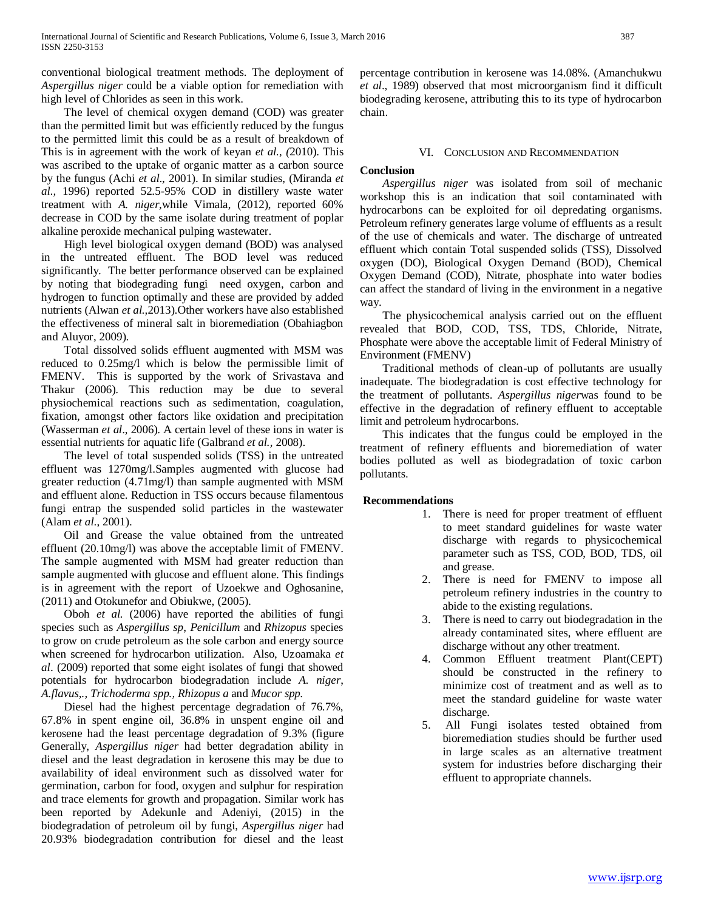conventional biological treatment methods. The deployment of *Aspergillus niger* could be a viable option for remediation with high level of Chlorides as seen in this work.

The level of chemical oxygen demand (COD) was greater than the permitted limit but was efficiently reduced by the fungus to the permitted limit this could be as a result of breakdown of This is in agreement with the work of keyan *et al., (*2010). This was ascribed to the uptake of organic matter as a carbon source by the fungus (Achi *et al*., 2001). In similar studies, (Miranda *et al.,* 1996) reported 52.5-95% COD in distillery waste water treatment with *A. niger*,while Vimala, (2012), reported 60% decrease in COD by the same isolate during treatment of poplar alkaline peroxide mechanical pulping wastewater.

High level biological oxygen demand (BOD) was analysed in the untreated effluent. The BOD level was reduced significantly. The better performance observed can be explained by noting that biodegrading fungi need oxygen, carbon and hydrogen to function optimally and these are provided by added nutrients (Alwan *et al.,*2013).Other workers have also established the effectiveness of mineral salt in bioremediation (Obahiagbon and Aluyor, 2009).

Total dissolved solids effluent augmented with MSM was reduced to 0.25mg/l which is below the permissible limit of FMENV. This is supported by the work of Srivastava and Thakur (2006). This reduction may be due to several physiochemical reactions such as sedimentation, coagulation, fixation, amongst other factors like oxidation and precipitation (Wasserman *et al*., 2006). A certain level of these ions in water is essential nutrients for aquatic life (Galbrand *et al.,* 2008).

The level of total suspended solids (TSS) in the untreated effluent was 1270mg/l.Samples augmented with glucose had greater reduction (4.71mg/l) than sample augmented with MSM and effluent alone. Reduction in TSS occurs because filamentous fungi entrap the suspended solid particles in the wastewater (Alam *et al*., 2001).

Oil and Grease the value obtained from the untreated effluent (20.10mg/l) was above the acceptable limit of FMENV. The sample augmented with MSM had greater reduction than sample augmented with glucose and effluent alone. This findings is in agreement with the report of Uzoekwe and Oghosanine, (2011) and Otokunefor and Obiukwe, (2005).

Oboh *et al.* (2006) have reported the abilities of fungi species such as *Aspergillus sp*, *Penicillum* and *Rhizopus* species to grow on crude petroleum as the sole carbon and energy source when screened for hydrocarbon utilization. Also, Uzoamaka *et al*. (2009) reported that some eight isolates of fungi that showed potentials for hydrocarbon biodegradation include *A. niger*, *A.flavus,., Trichoderma spp., Rhizopus a* and *Mucor spp.*

Diesel had the highest percentage degradation of 76.7%, 67.8% in spent engine oil, 36.8% in unspent engine oil and kerosene had the least percentage degradation of 9.3% (figure Generally, *Aspergillus niger* had better degradation ability in diesel and the least degradation in kerosene this may be due to availability of ideal environment such as dissolved water for germination, carbon for food, oxygen and sulphur for respiration and trace elements for growth and propagation. Similar work has been reported by Adekunle and Adeniyi, (2015) in the biodegradation of petroleum oil by fungi, *Aspergillus niger* had 20.93% biodegradation contribution for diesel and the least percentage contribution in kerosene was 14.08%. (Amanchukwu *et al*., 1989) observed that most microorganism find it difficult biodegrading kerosene, attributing this to its type of hydrocarbon chain.

## VI. Conclusion and Recommendation

**Conclusion**

*Aspergillus niger* was isolated from soil of mechanic workshop this is an indication that soil contaminated with hydrocarbons can be exploited for oil depredating organisms. Petroleum refinery generates large volume of effluents as a result of the use of chemicals and water. The discharge of untreated effluent which contain Total suspended solids (TSS), Dissolved oxygen (DO), Biological Oxygen Demand (BOD), Chemical Oxygen Demand (COD), Nitrate, phosphate into water bodies can affect the standard of living in the environment in a negative way.

The physicochemical analysis carried out on the effluent revealed that BOD, COD, TSS, TDS, Chloride, Nitrate, Phosphate were above the acceptable limit of Federal Ministry of Environment (FMENV)

Traditional methods of clean-up of pollutants are usually inadequate. The biodegradation is cost effective technology for the treatment of pollutants. *Aspergillus niger*was found to be effective in the degradation of refinery effluent to acceptable limit and petroleum hydrocarbons.

This indicates that the fungus could be employed in the treatment of refinery effluents and bioremediation of water bodies polluted as well as biodegradation of toxic carbon pollutants.

**Recommendations**

1. There is need for proper treatment of effluent to meet standard guidelines for waste water discharge with regards to physicochemical parameter such as TSS, COD, BOD, TDS, oil and grease.
2. There is need for FMENV to impose all petroleum refinery industries in the country to abide to the existing regulations.
3. There is need to carry out biodegradation in the already contaminated sites, where effluent are discharge without any other treatment.
4. Common Effluent treatment Plant(CEPT) should be constructed in the refinery to minimize cost of treatment and as well as to meet the standard guideline for waste water discharge.
5. All Fungi isolates tested obtained from bioremediation studies should be further used in large scales as an alternative treatment system for industries before discharging their effluent to appropriate channels.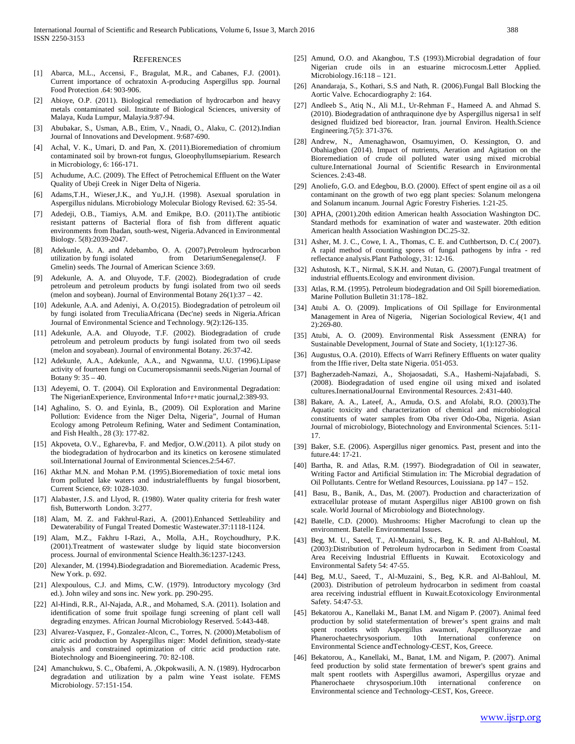## REFERENCES

[1] Abarca, M.L., Accensi, F., Bragulat, M.R., and Cabanes, F.J. (2001). Current importance of ochratoxin A-producing Aspergillus spp. Journal Food Protection .64: 903-906.

[2] Abioye, O.P. (2011). Biological remediation of hydrocarbon and heavy metals contaminated soil. Institute of Biological Sciences, university of Malaya, Kuda Lumpur, Malayia.9:87-94.

[3] Abubakar, S., Usman, A.B., Etim, V., Nnadi, O., Alaku, C. (2012).Indian Journal of Innovations and Development. 9:687-690.

[4] Achal, V. K., Umari, D. and Pan, X. (2011).Bioremediation of chromium contaminated soil by brown-rot fungus, Gloeophyllumsepiarium. Research in Microbiology, 6: 166-171.

[5] Achudume, A.C. (2009). The Effect of Petrochemical Effluent on the Water Quality of Ubeji Creek in Niger Delta of Nigeria.

[6] Adams,T.H., Wieser,J.K., and Yu,J.H. (1998). Asexual sporulation in Aspergillus nidulans. Microbiology Molecular Biology Revised. 62: 35-54.

[7] Adedeji, O.B., Tiamiys, A.M. and Emikpe, B.O. (2011).The antibiotic resistant patterns of Bacterial flora of fish from different aquatic environments from Ibadan, south-west, Nigeria.Advanced in Environmental Biology. 5(8):2039-2047.

[8] Adekunle, A. A. and Adebambo, O. A. (2007).Petroleum hydrocarbon utilization by fungi isolated from DetariumSenegalense(J. F Gmelin) seeds. The Journal of American Science 3:69.

[9] Adekunle, A. A. and Oluyode, T.F. (2002). Biodegradation of crude petroleum and petroleum products by fungi isolated from two oil seeds (melon and soybean). Journal of Environmental Botany 26(1):37 – 42.

[10] Adekunle, A.A. and Adeniyi, A. O.(2015). Biodegradation of petroleum oil by fungi isolated from TreculiaAfricana (Dec'ne) seeds in Nigeria.African Journal of Environmental Science and Technology. 9(2):126-135.

[11] Adekunle, A.A. and Oluyode, T.F. (2002). Biodegradation of crude petroleum and petroleum products by fungi isolated from two oil seeds (melon and soyabean). Journal of environmental Botany. 26:37-42.

[12] Adekunle, A.A., Adekunle, A.A., and Ngwanma, U.U. (1996).Lipase activity of fourteen fungi on Cucumeropsismannii seeds.Nigerian Journal of Botany 9: 35 – 40.

[13] Adeyemi, O. T. (2004). Oil Exploration and Environmental Degradation: The NigerianExperience, Environmental Info+r+matic journal,2:389-93.

[14] Aghalino, S. O. and Eyinla, B., (2009). Oil Exploration and Marine Pollution: Evidence from the Niger Delta, Nigeria", Journal of Human Ecology among Petroleum Refining, Water and Sediment Contamination, and Fish Health., 28 (3): 177-82.

[15] Akpoveta, O.V., Egharevba, F. and Medjor, O.W.(2011). A pilot study on the biodegradation of hydrocarbon and its kinetics on kerosene stimulated soil.International Journal of Environmental Sciences.2:54-67.

[16] Akthar M.N. and Mohan P.M. (1995).Bioremediation of toxic metal ions from polluted lake waters and industrialeffluents by fungal biosorbent, Current Science, 69: 1028-1030.

[17] Alabaster, J.S. and Llyod, R. (1980). Water quality criteria for fresh water fish, Butterworth London. 3:277.

[18] Alam, M. Z. and Fakhrul-Razi, A. (2001).Enhanced Settleability and Dewaterability of Fungal Treated Domestic Wastewater.37:1118-1124.

[19] Alam, M.Z., Fakhru I-Razi, A., Molla, A.H., Roychoudhury, P.K. (2001).Treatment of wastewater sludge by liquid state bioconversion process. Journal of environmental Science Health.36:1237-1243.

[20] Alexander, M. (1994).Biodegradation and Bioremediation. Academic Press, New York. p. 692.

[21] Alexpoulous, C.J. and Mims, C.W. (1979). Introductory mycology (3rd ed.). John wiley and sons inc. New york. pp. 290-295.

[22] Al-Hindi, R.R., Al-Najada, A.R., and Mohamed, S.A. (2011). Isolation and identification of some fruit spoilage fungi screening of plant cell wall degrading enzymes. African Journal Microbiology Reserved. 5:443-448.

[23] Alvarez-Vasquez, F., Gonzalez-Alcon, C., Torres, N. (2000).Metabolism of citric acid production by Aspergillus niger: Model definition, steady-state analysis and constrained optimization of citric acid production rate. Biotechnology and Bioengineering. 70: 82-108.

[24] Amanchukwu, S. C., Obafemi, A. ,Okpokwasili, A. N. (1989). Hydrocarbon degradation and utilization by a palm wine Yeast isolate. FEMS Microbiology. 57:151-154.

[25] Amund, O.O. and Akangbou, T.S (1993).Microbial degradation of four Nigerian crude oils in an estuarine microcosm.Letter Applied. Microbiology.16:118 – 121.

[26] Anandaraja, S., Kothari, S.S and Nath, R. (2006).Fungal Ball Blocking the Aortic Valve. Echocardiography 2: 164.

[27] Andleeb S., Atiq N., Ali M.I., Ur-Rehman F., Hameed A. and Ahmad S. (2010). Biodegradation of anthraquinone dye by Aspergillus nigersa1 in self designed fluidized bed bioreactor, Iran. journal Environ. Health.Science Engineering.7(5): 371-376.

[28] Andrew, N., Amenaghawon, Osamuyimen, O. Kessington, O. and Obahiagbon (2014). Impact of nutrients, Aeration and Agitation on the Bioremediation of crude oil polluted water using mixed microbial culture.International Journal of Scientific Research in Environmental Sciences. 2:43-48.

[29] Anoliefo, G.O. and Edegbou, B.O. (2000). Effect of spent engine oil as a oil contaminant on the growth of two egg plant species: Solanum melongena and Solanum incanum. Journal Agric Forestry Fisheries. 1:21-25.

[30] APHA, (2001).20th edition American health Association Washington DC. Standard methods for examination of water and wastewater. 20th edition American health Association Washington DC.25-32.

[31] Asher, M. J. C., Cowe, I. A., Thomas, C. E. and Cuthbertson, D. C.( 2007). A rapid method of counting spores of fungal pathogens by infra - red reflectance analysis.Plant Pathology, 31: 12-16.

[32] Ashutosh, K.T., Nirmal, S.K.H. and Nutan, G. (2007).Fungal treatment of industrial effluents.Ecology and environment division.

[33] Atlas, R.M. (1995). Petroleum biodegradation and Oil Spill bioremediation. Marine Pollution Bulletin 31:178–182.

[34] Atubi A. O. (2009). Implications of Oil Spillage for Environmental Management in Area of Nigeria, Nigerian Sociological Review, 4(1 and 2):269-80.

[35] Atubi, A. O. (2009). Environmental Risk Assessment (ENRA) for Sustainable Development, Journal of State and Society, 1(1):127-36.

[36] Augustus, O.A. (2010). Effects of Warri Refinery Effluents on water quality from the Iffie river, Delta state Nigeria. 051-053.

[37] Bagherzadeh-Namazi, A., Shojaosadati, S.A., Hashemi-Najafabadi, S. (2008). Biodegradation of used engine oil using mixed and isolated cultures.InernationalJournal Environmental Resources. 2:431-440.

[38] Bakare, A. A., Lateef, A., Amuda, O.S. and Afolabi, R.O. (2003).The Aquatic toxicity and characterization of chemical and microbiological constituents of water samples from Oba river Odo-Oba, Nigeria. Asian Journal of microbiology, Biotechnology and Environmental Sciences. 5:11-17.

[39] Baker, S.E. (2006). Aspergillus niger genomics. Past, present and into the future.44: 17-21.

[40] Bartha, R. and Atlas, R.M. (1997). Biodegradation of Oil in seawater, Writing Factor and Artificial Stimulation in: The Microbial degradation of Oil Pollutants. Centre for Wetland Resources, Louissiana. pp 147 – 152.

[41] Basu, B., Banik, A., Das, M. (2007). Production and characterization of extracellular protease of mutant Aspergillus niger AB100 grown on fish scale. World Journal of Microbiology and Biotechnology.

[42] Batelle, C.D. (2000). Mushrooms: Higher Macrofungi to clean up the environment. Batelle Environmental Issues.

[43] Beg, M. U., Saeed, T., Al-Muzaini, S., Beg, K. R. and Al-Bahloul, M. (2003):Distribution of Petroleum hydrocarbon in Sediment from Coastal Area Receiving Industrial Effluents in Kuwait. Ecotoxicology and Environmental Safety 54: 47-55.

[44] Beg, M.U., Saeed, T., Al-Muzaini, S., Beg, K.R. and Al-Bahloul, M. (2003). Distribution of petroleum hydrocarbon in sediment from coastal area receiving industrial effluent in Kuwait.Ecotoxicology Environmental Safety. 54:47-53.

[45] Bekatorou A., Kanellaki M., Banat I.M. and Nigam P. (2007). Animal feed production by solid statefermentation of brewer's spent grains and malt spent rootlets with Aspergillus awamori, Aspergillusoryzae and Phanerochaetechrysosporium. 10th International conference on Environmental Science andTechnology-CEST, Kos, Greece.

[46] Bekatorou, A., Kanellaki, M., Banat, I.M. and Nigam, P. (2007). Animal feed production by solid state fermentation of brewer's spent grains and malt spent rootlets with Aspergillus awamori, Aspergillus oryzae and Phanerochaete chrysosporium.10th international conference on Environmental science and Technology-CEST, Kos, Greece.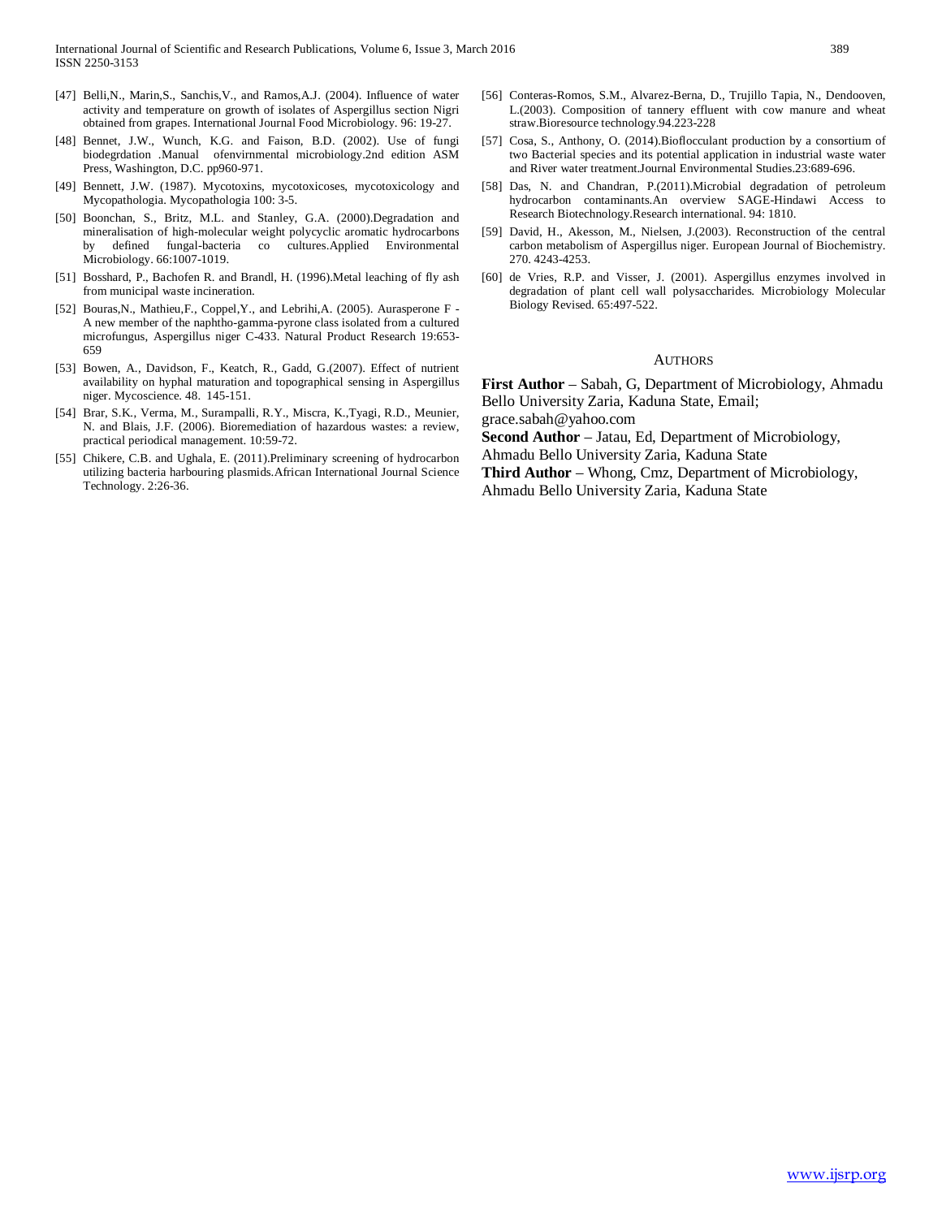[47] Belli,N., Marin,S., Sanchis,V., and Ramos,A.J. (2004). Influence of water activity and temperature on growth of isolates of Aspergillus section Nigri obtained from grapes. International Journal Food Microbiology. 96: 19-27.

[48] Bennet, J.W., Wunch, K.G. and Faison, B.D. (2002). Use of fungi biodegrdation .Manual ofenvirnmental microbiology.2nd edition ASM Press, Washington, D.C. pp960-971.

[49] Bennett, J.W. (1987). Mycotoxins, mycotoxicoses, mycotoxicology and Mycopathologia. Mycopathologia 100: 3-5.

[50] Boonchan, S., Britz, M.L. and Stanley, G.A. (2000).Degradation and mineralisation of high-molecular weight polycyclic aromatic hydrocarbons by defined fungal-bacteria co cultures.Applied Environmental Microbiology. 66:1007-1019.

[51] Bosshard, P., Bachofen R. and Brandl, H. (1996).Metal leaching of fly ash from municipal waste incineration.

[52] Bouras,N., Mathieu,F., Coppel,Y., and Lebrihi,A. (2005). Aurasperone F - A new member of the naphtho-gamma-pyrone class isolated from a cultured microfungus, Aspergillus niger C-433. Natural Product Research 19:653-659

[53] Bowen, A., Davidson, F., Keatch, R., Gadd, G.(2007). Effect of nutrient availability on hyphal maturation and topographical sensing in Aspergillus niger. Mycoscience. 48. 145-151.

[54] Brar, S.K., Verma, M., Surampalli, R.Y., Miscra, K.,Tyagi, R.D., Meunier, N. and Blais, J.F. (2006). Bioremediation of hazardous wastes: a review, practical periodical management. 10:59-72.

[55] Chikere, C.B. and Ughala, E. (2011).Preliminary screening of hydrocarbon utilizing bacteria harbouring plasmids.African International Journal Science Technology. 2:26-36.

[56] Conteras-Romos, S.M., Alvarez-Berna, D., Trujillo Tapia, N., Dendooven, L.(2003). Composition of tannery effluent with cow manure and wheat straw.Bioresource technology.94.223-228

[57] Cosa, S., Anthony, O. (2014).Bioflocculant production by a consortium of two Bacterial species and its potential application in industrial waste water and River water treatment.Journal Environmental Studies.23:689-696.

[58] Das, N. and Chandran, P.(2011).Microbial degradation of petroleum hydrocarbon contaminants.An overview SAGE-Hindawi Access to Research Biotechnology.Research international. 94: 1810.

[59] David, H., Akesson, M., Nielsen, J.(2003). Reconstruction of the central carbon metabolism of Aspergillus niger. European Journal of Biochemistry. 270. 4243-4253.

[60] de Vries, R.P. and Visser, J. (2001). Aspergillus enzymes involved in degradation of plant cell wall polysaccharides. Microbiology Molecular Biology Revised. 65:497-522.

## Authors

**First Author** – Sabah, G, Department of Microbiology, Ahmadu Bello University Zaria, Kaduna State, Email; grace.sabah@yahoo.com

**Second Author** – Jatau, Ed, Department of Microbiology, Ahmadu Bello University Zaria, Kaduna State

**Third Author** – Whong, Cmz, Department of Microbiology, Ahmadu Bello University Zaria, Kaduna State